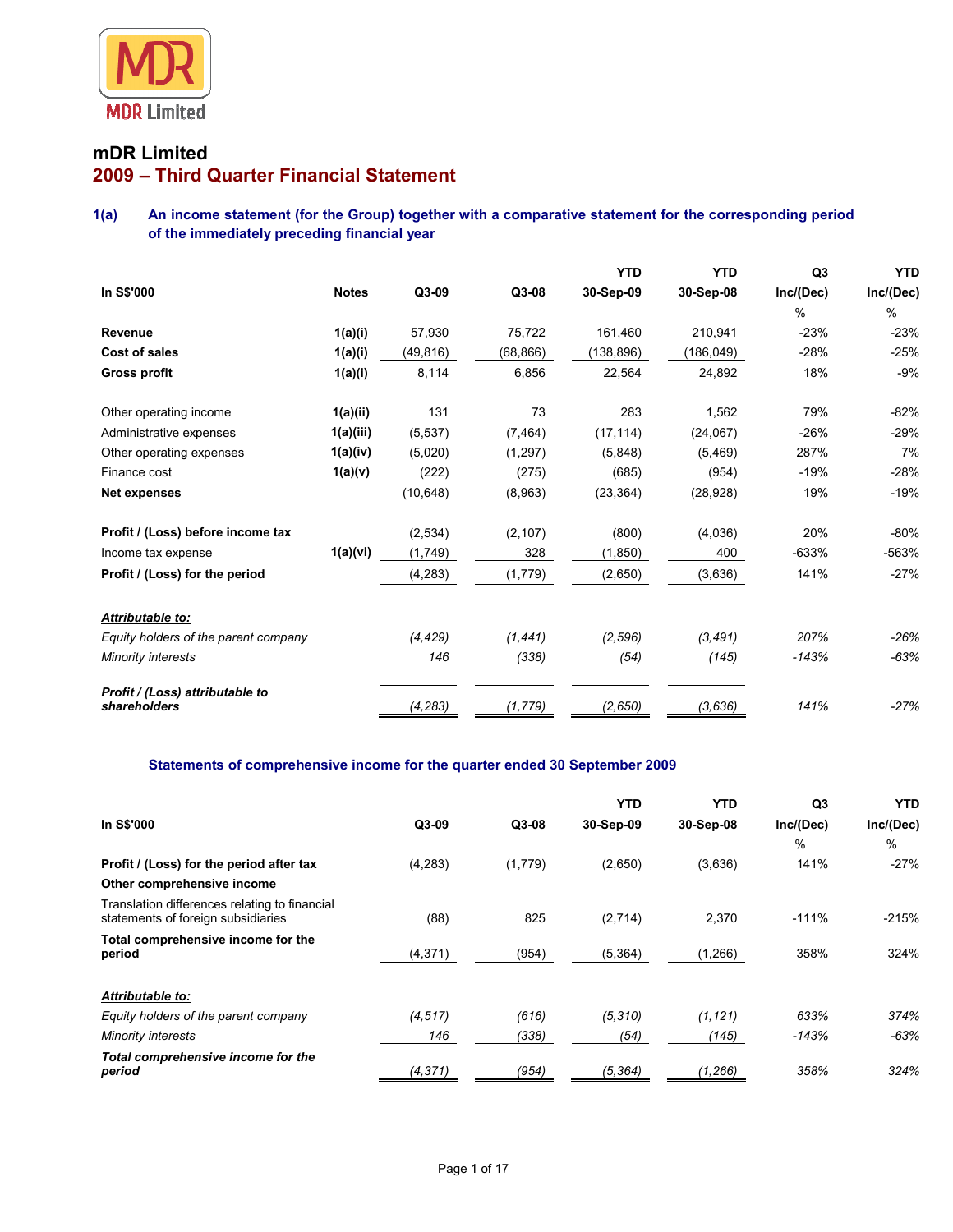MDR Limited

# mDR Limited

## 2009 – Third Quarter Financial Statement

### 1(a) An income statement (for the Group) together with a comparative statement for the corresponding period of the immediately preceding financial year

| In S$'000 | Notes | Q3-09 | Q3-08 | YTD 30-Sep-09 | YTD 30-Sep-08 | Q3 Inc/(Dec) % | YTD Inc/(Dec) % |
|---|---|---|---|---|---|---|---|
| **Revenue** | 1(a)(i) | 57,930 | 75,722 | 161,460 | 210,941 | -23% | -23% |
| **Cost of sales** | 1(a)(i) | (49,816) | (68,866) | (138,896) | (186,049) | -28% | -25% |
| **Gross profit** | 1(a)(i) | 8,114 | 6,856 | 22,564 | 24,892 | 18% | -9% |
| Other operating income | 1(a)(ii) | 131 | 73 | 283 | 1,562 | 79% | -82% |
| Administrative expenses | 1(a)(iii) | (5,537) | (7,464) | (17,114) | (24,067) | -26% | -29% |
| Other operating expenses | 1(a)(iv) | (5,020) | (1,297) | (5,848) | (5,469) | 287% | 7% |
| Finance cost | 1(a)(v) | (222) | (275) | (685) | (954) | -19% | -28% |
| **Net expenses** | | (10,648) | (8,963) | (23,364) | (28,928) | 19% | -19% |
| **Profit / (Loss) before income tax** | | (2,534) | (2,107) | (800) | (4,036) | 20% | -80% |
| Income tax expense | 1(a)(vi) | (1,749) | 328 | (1,850) | 400 | -633% | -563% |
| **Profit / (Loss) for the period** | | (4,283) | (1,779) | (2,650) | (3,636) | 141% | -27% |
| ***Attributable to:*** | | | | | | | |
| *Equity holders of the parent company* | | *(4,429)* | *(1,441)* | *(2,596)* | *(3,491)* | *207%* | *-26%* |
| *Minority interests* | | *146* | *(338)* | *(54)* | *(145)* | *-143%* | *-63%* |
| ***Profit / (Loss) attributable to shareholders*** | | *(4,283)* | *(1,779)* | *(2,650)* | *(3,636)* | *141%* | *-27%* |

### Statements of comprehensive income for the quarter ended 30 September 2009

| In S$'000 | Q3-09 | Q3-08 | YTD 30-Sep-09 | YTD 30-Sep-08 | Q3 Inc/(Dec) % | YTD Inc/(Dec) % |
|---|---|---|---|---|---|---|
| **Profit / (Loss) for the period after tax** | (4,283) | (1,779) | (2,650) | (3,636) | 141% | -27% |
| **Other comprehensive income** | | | | | | |
| Translation differences relating to financial statements of foreign subsidiaries | (88) | 825 | (2,714) | 2,370 | -111% | -215% |
| **Total comprehensive income for the period** | (4,371) | (954) | (5,364) | (1,266) | 358% | 324% |
| ***Attributable to:*** | | | | | | |
| *Equity holders of the parent company* | *(4,517)* | *(616)* | *(5,310)* | *(1,121)* | *633%* | *374%* |
| *Minority interests* | *146* | *(338)* | *(54)* | *(145)* | *-143%* | *-63%* |
| ***Total comprehensive income for the period*** | *(4,371)* | *(954)* | *(5,364)* | *(1,266)* | *358%* | *324%* |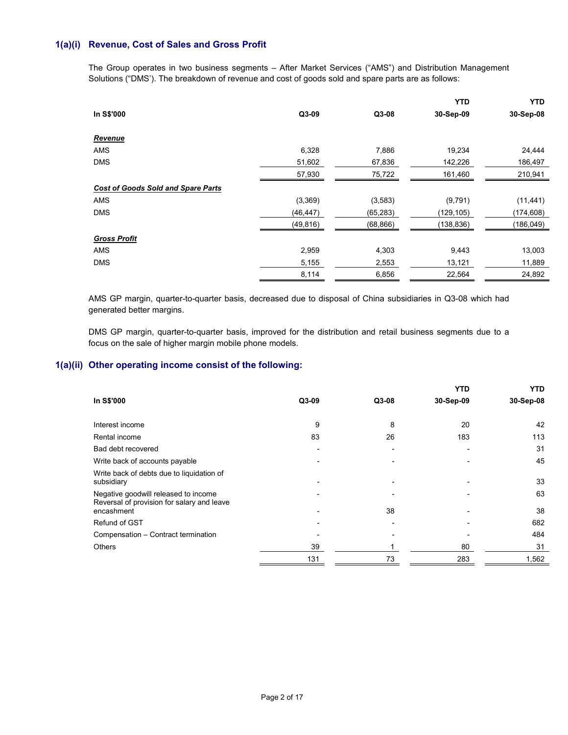### 1(a)(i) Revenue, Cost of Sales and Gross Profit

The Group operates in two business segments – After Market Services ("AMS") and Distribution Management Solutions ("DMS'). The breakdown of revenue and cost of goods sold and spare parts are as follows:

| In S$'000 | Q3-09 | Q3-08 | YTD 30-Sep-09 | YTD 30-Sep-08 |
|---|---|---|---|---|
| ***Revenue*** | | | | |
| AMS | 6,328 | 7,886 | 19,234 | 24,444 |
| DMS | 51,602 | 67,836 | 142,226 | 186,497 |
| | 57,930 | 75,722 | 161,460 | 210,941 |
| ***Cost of Goods Sold and Spare Parts*** | | | | |
| AMS | (3,369) | (3,583) | (9,791) | (11,441) |
| DMS | (46,447) | (65,283) | (129,105) | (174,608) |
| | (49,816) | (68,866) | (138,836) | (186,049) |
| ***Gross Profit*** | | | | |
| AMS | 2,959 | 4,303 | 9,443 | 13,003 |
| DMS | 5,155 | 2,553 | 13,121 | 11,889 |
| | 8,114 | 6,856 | 22,564 | 24,892 |

AMS GP margin, quarter-to-quarter basis, decreased due to disposal of China subsidiaries in Q3-08 which had generated better margins.

DMS GP margin, quarter-to-quarter basis, improved for the distribution and retail business segments due to a focus on the sale of higher margin mobile phone models.

### 1(a)(ii) Other operating income consist of the following:

| In S$'000 | Q3-09 | Q3-08 | YTD 30-Sep-09 | YTD 30-Sep-08 |
|---|---|---|---|---|
| Interest income | 9 | 8 | 20 | 42 |
| Rental income | 83 | 26 | 183 | 113 |
| Bad debt recovered | - | - | - | 31 |
| Write back of accounts payable | - | - | - | 45 |
| Write back of debts due to liquidation of subsidiary | - | - | - | 33 |
| Negative goodwill released to income | - | - | - | 63 |
| Reversal of provision for salary and leave encashment | - | 38 | - | 38 |
| Refund of GST | - | - | - | 682 |
| Compensation – Contract termination | - | - | - | 484 |
| Others | 39 | 1 | 80 | 31 |
| | 131 | 73 | 283 | 1,562 |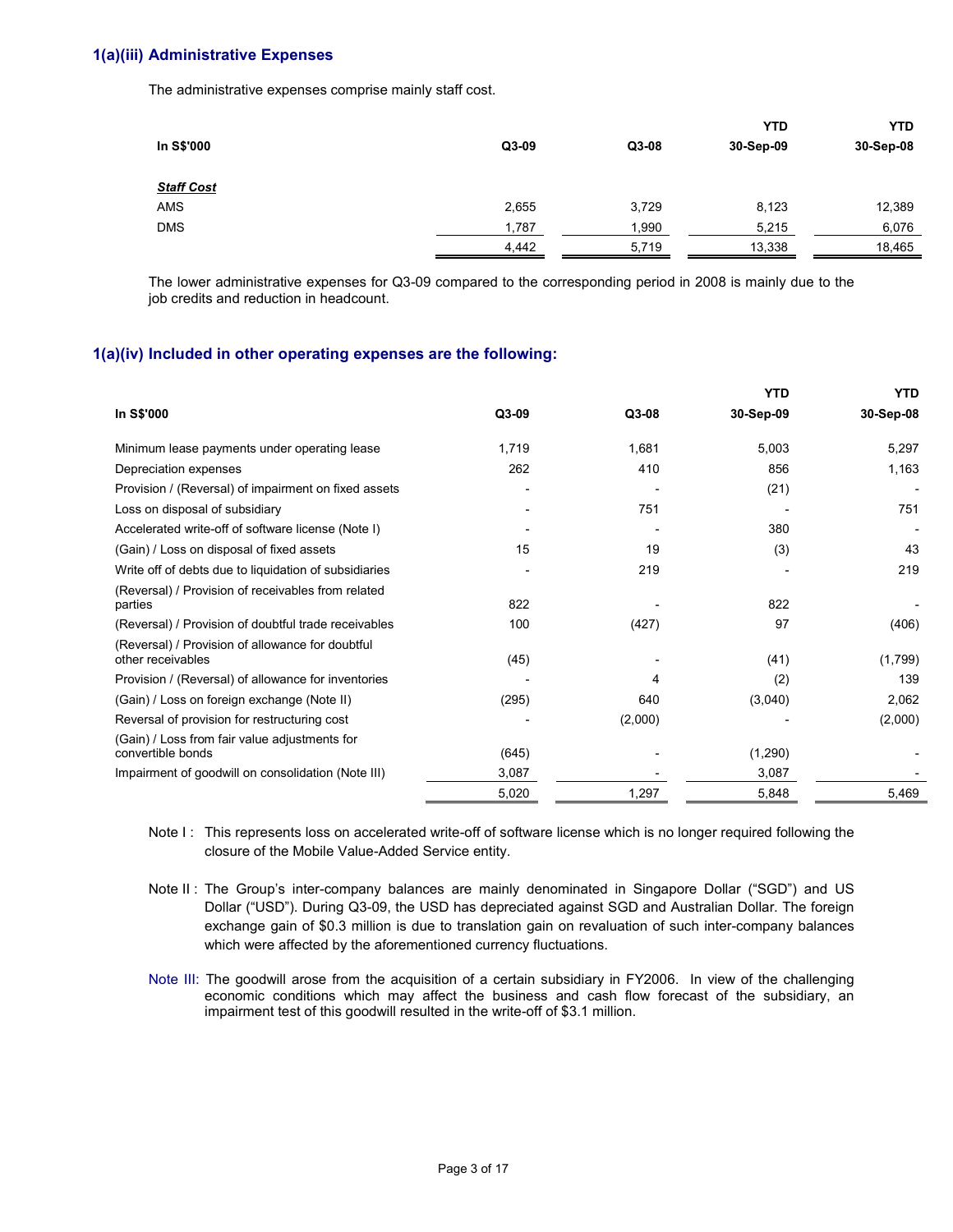### 1(a)(iii) Administrative Expenses

The administrative expenses comprise mainly staff cost.

| In S$'000 | Q3-09 | Q3-08 | YTD 30-Sep-09 | YTD 30-Sep-08 |
|---|---|---|---|---|
| ***Staff Cost*** | | | | |
| AMS | 2,655 | 3,729 | 8,123 | 12,389 |
| DMS | 1,787 | 1,990 | 5,215 | 6,076 |
| | 4,442 | 5,719 | 13,338 | 18,465 |

The lower administrative expenses for Q3-09 compared to the corresponding period in 2008 is mainly due to the job credits and reduction in headcount.

### 1(a)(iv) Included in other operating expenses are the following:

| In S$'000 | Q3-09 | Q3-08 | YTD 30-Sep-09 | YTD 30-Sep-08 |
|---|---|---|---|---|
| Minimum lease payments under operating lease | 1,719 | 1,681 | 5,003 | 5,297 |
| Depreciation expenses | 262 | 410 | 856 | 1,163 |
| Provision / (Reversal) of impairment on fixed assets | - | - | (21) | - |
| Loss on disposal of subsidiary | - | 751 | - | 751 |
| Accelerated write-off of software license (Note I) | - | - | 380 | - |
| (Gain) / Loss on disposal of fixed assets | 15 | 19 | (3) | 43 |
| Write off of debts due to liquidation of subsidiaries | - | 219 | - | 219 |
| (Reversal) / Provision of receivables from related parties | 822 | - | 822 | - |
| (Reversal) / Provision of doubtful trade receivables | 100 | (427) | 97 | (406) |
| (Reversal) / Provision of allowance for doubtful other receivables | (45) | - | (41) | (1,799) |
| Provision / (Reversal) of allowance for inventories | - | 4 | (2) | 139 |
| (Gain) / Loss on foreign exchange (Note II) | (295) | 640 | (3,040) | 2,062 |
| Reversal of provision for restructuring cost | - | (2,000) | - | (2,000) |
| (Gain) / Loss from fair value adjustments for convertible bonds | (645) | - | (1,290) | - |
| Impairment of goodwill on consolidation (Note III) | 3,087 | - | 3,087 | - |
| | 5,020 | 1,297 | 5,848 | 5,469 |

Note I : This represents loss on accelerated write-off of software license which is no longer required following the closure of the Mobile Value-Added Service entity.

Note II : The Group's inter-company balances are mainly denominated in Singapore Dollar ("SGD") and US Dollar ("USD"). During Q3-09, the USD has depreciated against SGD and Australian Dollar. The foreign exchange gain of $0.3 million is due to translation gain on revaluation of such inter-company balances which were affected by the aforementioned currency fluctuations.

Note III: The goodwill arose from the acquisition of a certain subsidiary in FY2006. In view of the challenging economic conditions which may affect the business and cash flow forecast of the subsidiary, an impairment test of this goodwill resulted in the write-off of $3.1 million.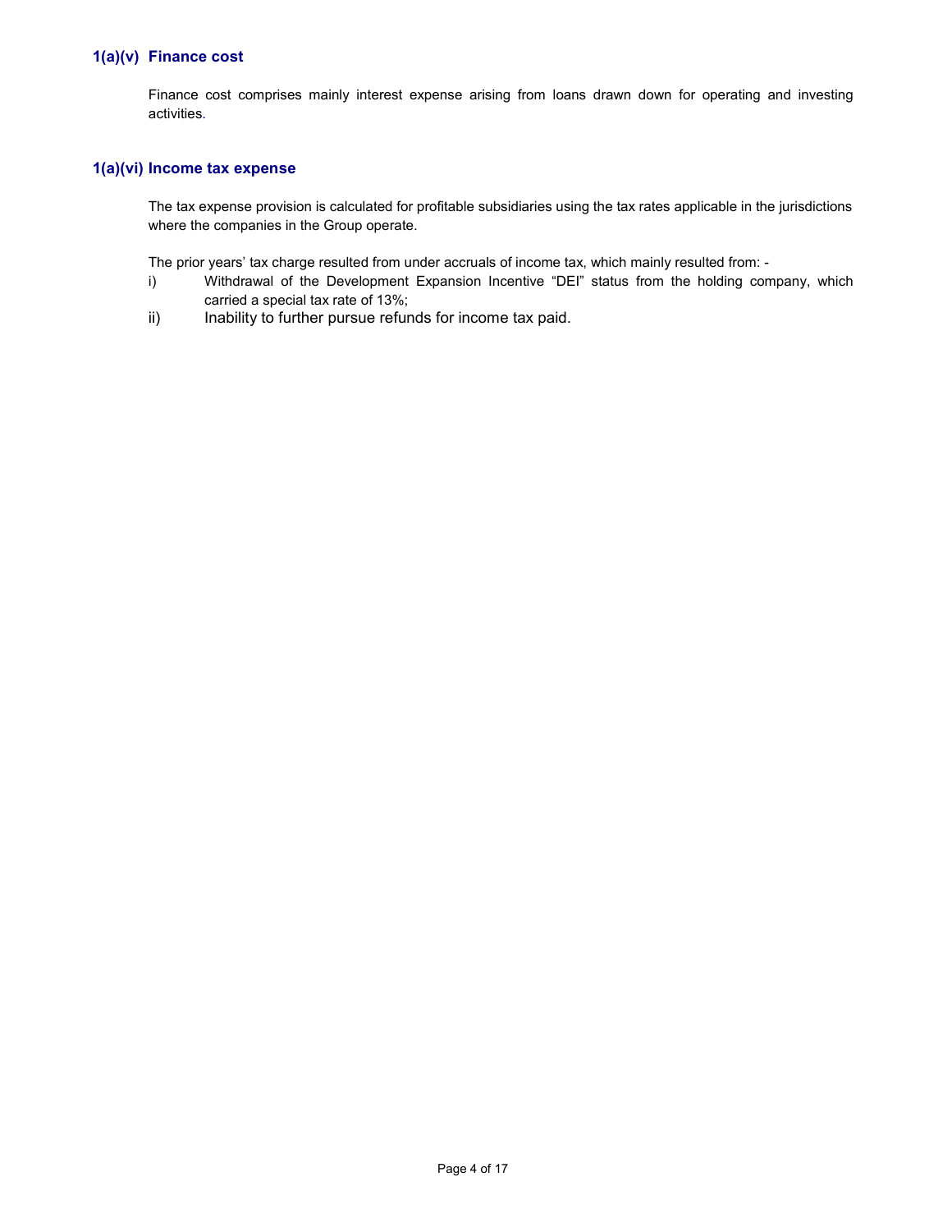### 1(a)(v) Finance cost

Finance cost comprises mainly interest expense arising from loans drawn down for operating and investing activities.

### 1(a)(vi) Income tax expense

The tax expense provision is calculated for profitable subsidiaries using the tax rates applicable in the jurisdictions where the companies in the Group operate.

The prior years' tax charge resulted from under accruals of income tax, which mainly resulted from: -

i) Withdrawal of the Development Expansion Incentive "DEI" status from the holding company, which carried a special tax rate of 13%;

ii) Inability to further pursue refunds for income tax paid.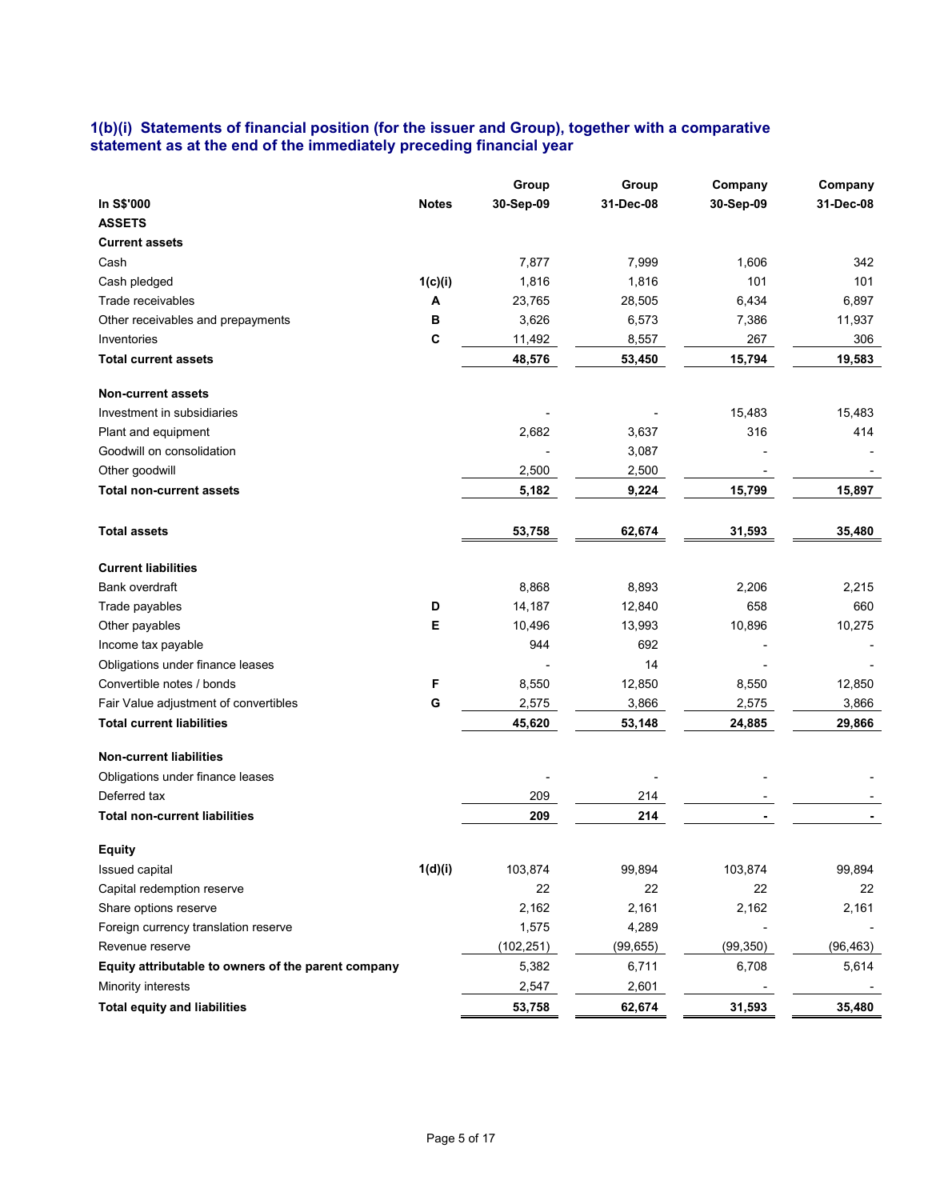### 1(b)(i) Statements of financial position (for the issuer and Group), together with a comparative statement as at the end of the immediately preceding financial year

| In S$'000 | Notes | Group 30-Sep-09 | Group 31-Dec-08 | Company 30-Sep-09 | Company 31-Dec-08 |
|---|---|---|---|---|---|
| **ASSETS** | | | | | |
| **Current assets** | | | | | |
| Cash | | 7,877 | 7,999 | 1,606 | 342 |
| Cash pledged | 1(c)(i) | 1,816 | 1,816 | 101 | 101 |
| Trade receivables | A | 23,765 | 28,505 | 6,434 | 6,897 |
| Other receivables and prepayments | B | 3,626 | 6,573 | 7,386 | 11,937 |
| Inventories | C | 11,492 | 8,557 | 267 | 306 |
| **Total current assets** | | **48,576** | **53,450** | **15,794** | **19,583** |
| **Non-current assets** | | | | | |
| Investment in subsidiaries | | - | - | 15,483 | 15,483 |
| Plant and equipment | | 2,682 | 3,637 | 316 | 414 |
| Goodwill on consolidation | | - | 3,087 | - | - |
| Other goodwill | | 2,500 | 2,500 | - | - |
| **Total non-current assets** | | **5,182** | **9,224** | **15,799** | **15,897** |
| **Total assets** | | **53,758** | **62,674** | **31,593** | **35,480** |
| **Current liabilities** | | | | | |
| Bank overdraft | | 8,868 | 8,893 | 2,206 | 2,215 |
| Trade payables | D | 14,187 | 12,840 | 658 | 660 |
| Other payables | E | 10,496 | 13,993 | 10,896 | 10,275 |
| Income tax payable | | 944 | 692 | - | - |
| Obligations under finance leases | | - | 14 | - | - |
| Convertible notes / bonds | F | 8,550 | 12,850 | 8,550 | 12,850 |
| Fair Value adjustment of convertibles | G | 2,575 | 3,866 | 2,575 | 3,866 |
| **Total current liabilities** | | **45,620** | **53,148** | **24,885** | **29,866** |
| **Non-current liabilities** | | | | | |
| Obligations under finance leases | | - | - | - | - |
| Deferred tax | | 209 | 214 | - | - |
| **Total non-current liabilities** | | **209** | **214** | **-** | **-** |
| **Equity** | | | | | |
| Issued capital | 1(d)(i) | 103,874 | 99,894 | 103,874 | 99,894 |
| Capital redemption reserve | | 22 | 22 | 22 | 22 |
| Share options reserve | | 2,162 | 2,161 | 2,162 | 2,161 |
| Foreign currency translation reserve | | 1,575 | 4,289 | - | - |
| Revenue reserve | | (102,251) | (99,655) | (99,350) | (96,463) |
| **Equity attributable to owners of the parent company** | | 5,382 | 6,711 | 6,708 | 5,614 |
| Minority interests | | 2,547 | 2,601 | - | - |
| **Total equity and liabilities** | | **53,758** | **62,674** | **31,593** | **35,480** |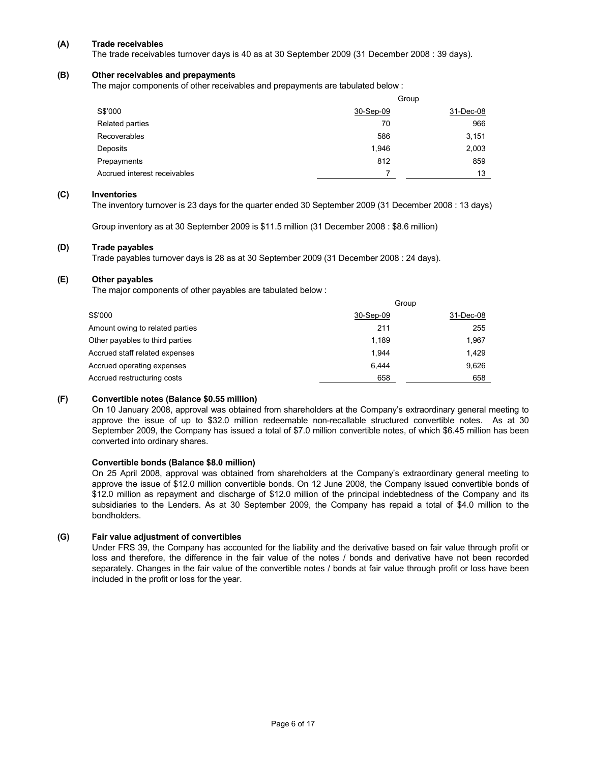### (A) Trade receivables

The trade receivables turnover days is 40 as at 30 September 2009 (31 December 2008 : 39 days).

### (B) Other receivables and prepayments

The major components of other receivables and prepayments are tabulated below :

| | Group | |
|---|---|---|
| S$'000 | 30-Sep-09 | 31-Dec-08 |
| Related parties | 70 | 966 |
| Recoverables | 586 | 3,151 |
| Deposits | 1,946 | 2,003 |
| Prepayments | 812 | 859 |
| Accrued interest receivables | 7 | 13 |

### (C) Inventories

The inventory turnover is 23 days for the quarter ended 30 September 2009 (31 December 2008 : 13 days)

Group inventory as at 30 September 2009 is $11.5 million (31 December 2008 : $8.6 million)

### (D) Trade payables

Trade payables turnover days is 28 as at 30 September 2009 (31 December 2008 : 24 days).

### (E) Other payables

The major components of other payables are tabulated below :

| | Group | |
|---|---|---|
| S$'000 | 30-Sep-09 | 31-Dec-08 |
| Amount owing to related parties | 211 | 255 |
| Other payables to third parties | 1,189 | 1,967 |
| Accrued staff related expenses | 1,944 | 1,429 |
| Accrued operating expenses | 6,444 | 9,626 |
| Accrued restructuring costs | 658 | 658 |

### (F) Convertible notes (Balance $0.55 million)

On 10 January 2008, approval was obtained from shareholders at the Company's extraordinary general meeting to approve the issue of up to $32.0 million redeemable non-recallable structured convertible notes. As at 30 September 2009, the Company has issued a total of $7.0 million convertible notes, of which $6.45 million has been converted into ordinary shares.

**Convertible bonds (Balance $8.0 million)**

On 25 April 2008, approval was obtained from shareholders at the Company's extraordinary general meeting to approve the issue of $12.0 million convertible bonds. On 12 June 2008, the Company issued convertible bonds of $12.0 million as repayment and discharge of $12.0 million of the principal indebtedness of the Company and its subsidiaries to the Lenders. As at 30 September 2009, the Company has repaid a total of $4.0 million to the bondholders.

### (G) Fair value adjustment of convertibles

Under FRS 39, the Company has accounted for the liability and the derivative based on fair value through profit or loss and therefore, the difference in the fair value of the notes / bonds and derivative have not been recorded separately. Changes in the fair value of the convertible notes / bonds at fair value through profit or loss have been included in the profit or loss for the year.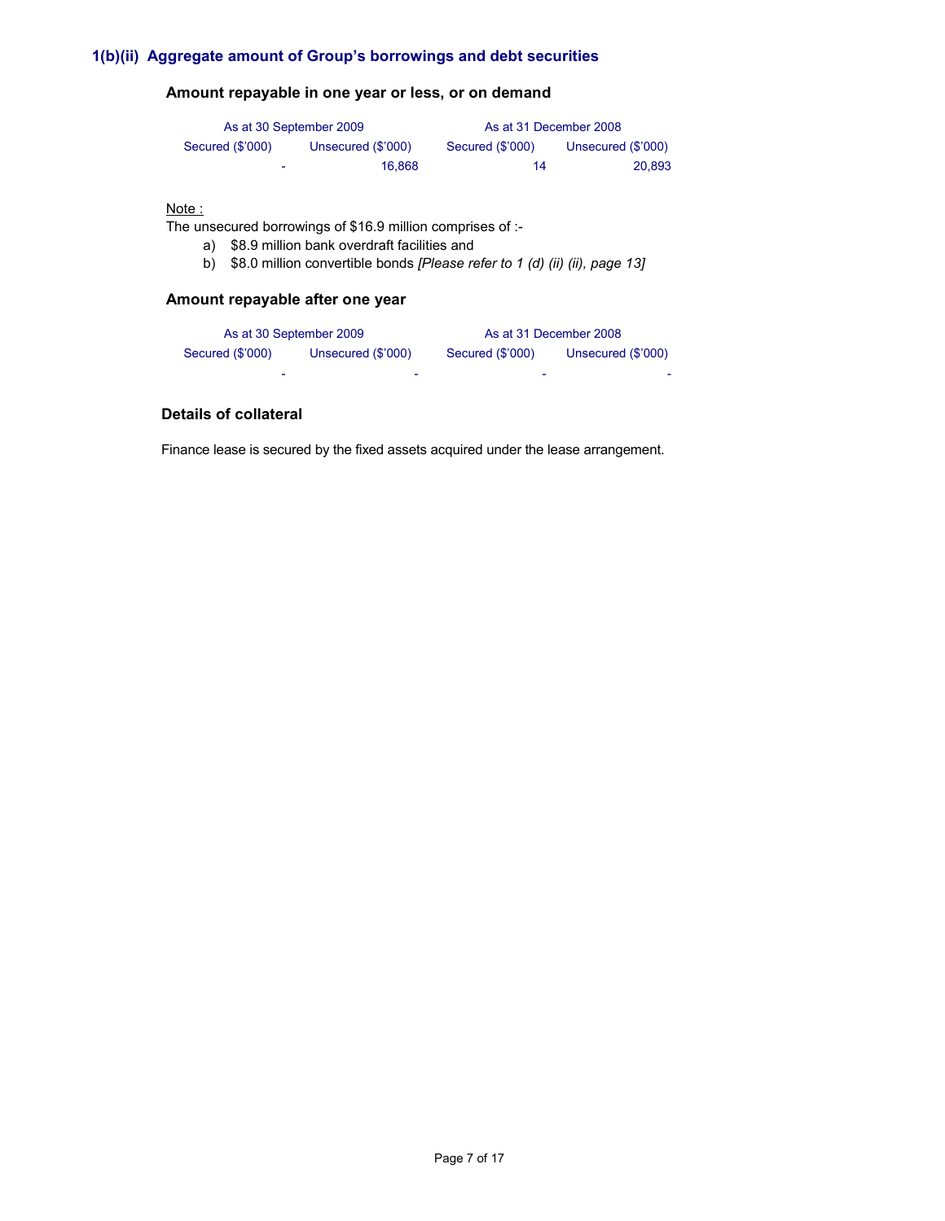## 1(b)(ii) Aggregate amount of Group's borrowings and debt securities

### Amount repayable in one year or less, or on demand

| As at 30 September 2009 | | As at 31 December 2008 | |
|---|---|---|---|
| Secured ($'000) | Unsecured ($'000) | Secured ($'000) | Unsecured ($'000) |
| - | 16,868 | 14 | 20,893 |

Note :

The unsecured borrowings of $16.9 million comprises of :-

a) $8.9 million bank overdraft facilities and

b) $8.0 million convertible bonds *[Please refer to 1 (d) (ii) (ii), page 13]*

### Amount repayable after one year

| As at 30 September 2009 | | As at 31 December 2008 | |
|---|---|---|---|
| Secured ($'000) | Unsecured ($'000) | Secured ($'000) | Unsecured ($'000) |
| - | - | - | - |

### Details of collateral

Finance lease is secured by the fixed assets acquired under the lease arrangement.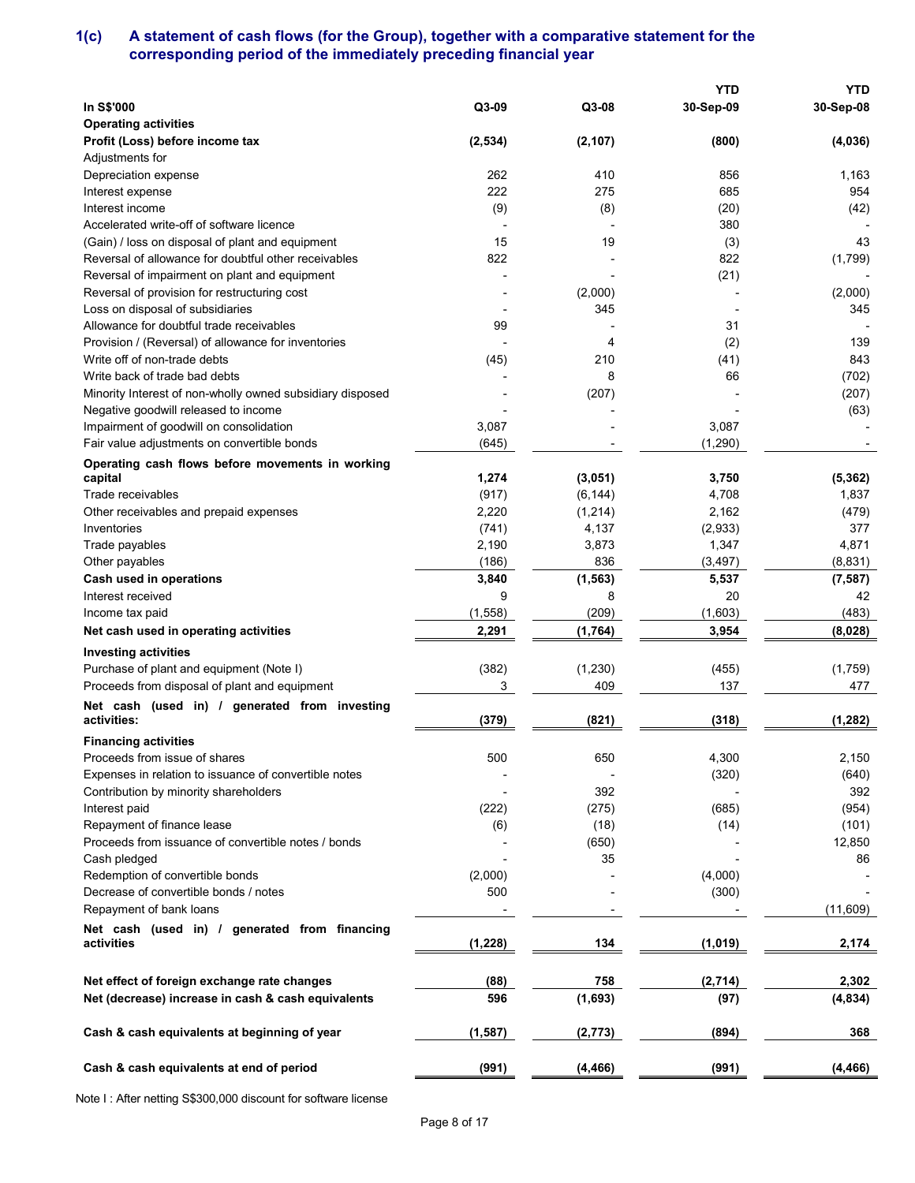## 1(c) A statement of cash flows (for the Group), together with a comparative statement for the corresponding period of the immediately preceding financial year

| In S$'000 | Q3-09 | Q3-08 | YTD 30-Sep-09 | YTD 30-Sep-08 |
|---|---|---|---|---|
| **Operating activities** | | | | |
| **Profit (Loss) before income tax** | **(2,534)** | **(2,107)** | **(800)** | **(4,036)** |
| Adjustments for | | | | |
| Depreciation expense | 262 | 410 | 856 | 1,163 |
| Interest expense | 222 | 275 | 685 | 954 |
| Interest income | (9) | (8) | (20) | (42) |
| Accelerated write-off of software licence | - | - | 380 | - |
| (Gain) / loss on disposal of plant and equipment | 15 | 19 | (3) | 43 |
| Reversal of allowance for doubtful other receivables | 822 | - | 822 | (1,799) |
| Reversal of impairment on plant and equipment | - | - | (21) | - |
| Reversal of provision for restructuring cost | - | (2,000) | - | (2,000) |
| Loss on disposal of subsidiaries | - | 345 | - | 345 |
| Allowance for doubtful trade receivables | 99 | - | 31 | - |
| Provision / (Reversal) of allowance for inventories | - | 4 | (2) | 139 |
| Write off of non-trade debts | (45) | 210 | (41) | 843 |
| Write back of trade bad debts | - | 8 | 66 | (702) |
| Minority Interest of non-wholly owned subsidiary disposed | - | (207) | - | (207) |
| Negative goodwill released to income | - | - | - | (63) |
| Impairment of goodwill on consolidation | 3,087 | - | 3,087 | - |
| Fair value adjustments on convertible bonds | (645) | - | (1,290) | - |
| **Operating cash flows before movements in working capital** | **1,274** | **(3,051)** | **3,750** | **(5,362)** |
| Trade receivables | (917) | (6,144) | 4,708 | 1,837 |
| Other receivables and prepaid expenses | 2,220 | (1,214) | 2,162 | (479) |
| Inventories | (741) | 4,137 | (2,933) | 377 |
| Trade payables | 2,190 | 3,873 | 1,347 | 4,871 |
| Other payables | (186) | 836 | (3,497) | (8,831) |
| **Cash used in operations** | **3,840** | **(1,563)** | **5,537** | **(7,587)** |
| Interest received | 9 | 8 | 20 | 42 |
| Income tax paid | (1,558) | (209) | (1,603) | (483) |
| **Net cash used in operating activities** | **2,291** | **(1,764)** | **3,954** | **(8,028)** |
| **Investing activities** | | | | |
| Purchase of plant and equipment (Note I) | (382) | (1,230) | (455) | (1,759) |
| Proceeds from disposal of plant and equipment | 3 | 409 | 137 | 477 |
| **Net cash (used in) / generated from investing activities:** | **(379)** | **(821)** | **(318)** | **(1,282)** |
| **Financing activities** | | | | |
| Proceeds from issue of shares | 500 | 650 | 4,300 | 2,150 |
| Expenses in relation to issuance of convertible notes | - | - | (320) | (640) |
| Contribution by minority shareholders | - | 392 | - | 392 |
| Interest paid | (222) | (275) | (685) | (954) |
| Repayment of finance lease | (6) | (18) | (14) | (101) |
| Proceeds from issuance of convertible notes / bonds | - | (650) | - | 12,850 |
| Cash pledged | - | 35 | - | 86 |
| Redemption of convertible bonds | (2,000) | - | (4,000) | - |
| Decrease of convertible bonds / notes | 500 | - | (300) | - |
| Repayment of bank loans | - | - | - | (11,609) |
| **Net cash (used in) / generated from financing activities** | **(1,228)** | **134** | **(1,019)** | **2,174** |
| **Net effect of foreign exchange rate changes** | **(88)** | **758** | **(2,714)** | **2,302** |
| **Net (decrease) increase in cash & cash equivalents** | **596** | **(1,693)** | **(97)** | **(4,834)** |
| **Cash & cash equivalents at beginning of year** | **(1,587)** | **(2,773)** | **(894)** | **368** |
| **Cash & cash equivalents at end of period** | **(991)** | **(4,466)** | **(991)** | **(4,466)** |

Note I : After netting S$300,000 discount for software license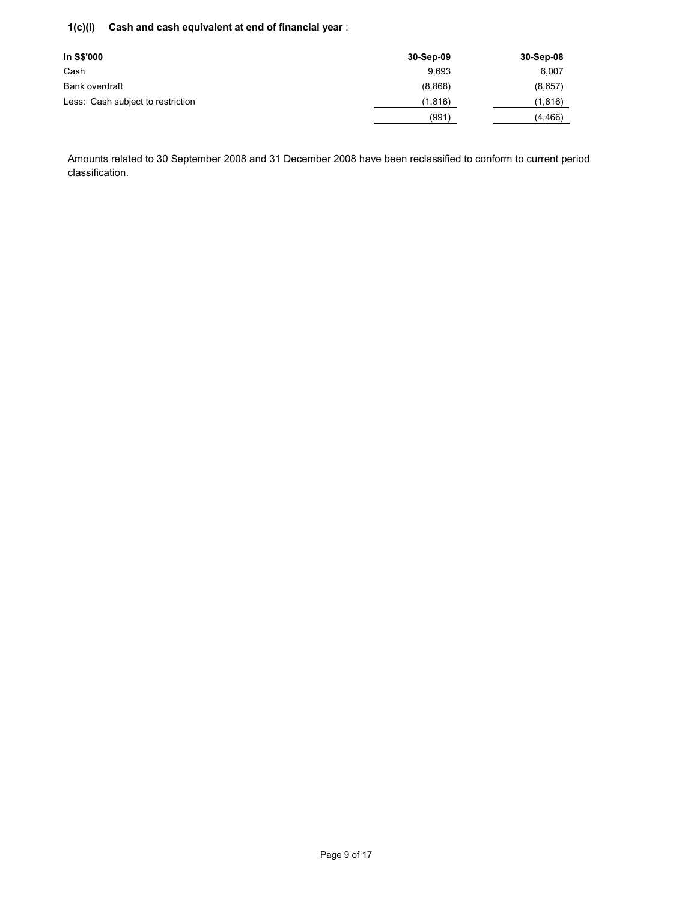**1(c)(i) Cash and cash equivalent at end of financial year** :

| In S$'000 | 30-Sep-09 | 30-Sep-08 |
|---|---|---|
| Cash | 9,693 | 6,007 |
| Bank overdraft | (8,868) | (8,657) |
| Less: Cash subject to restriction | (1,816) | (1,816) |
| | (991) | (4,466) |

Amounts related to 30 September 2008 and 31 December 2008 have been reclassified to conform to current period classification.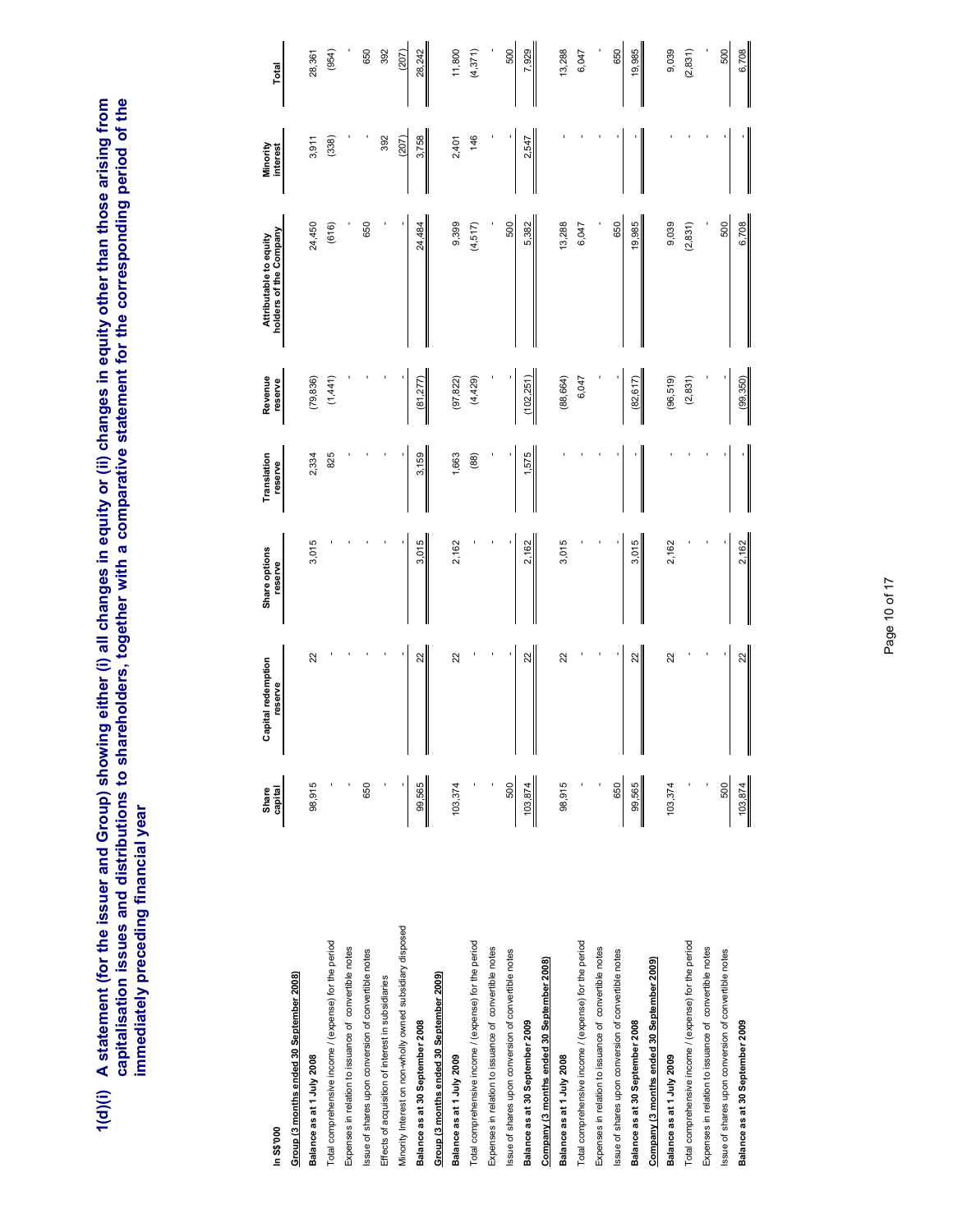# 1(d)(i) A statement (for the issuer and Group) showing either (i) all changes in equity or (ii) changes in equity other than those arising from capitalisation issues and distributions to shareholders, together with a comparative statement for the corresponding period of the immediately preceding financial year

| In S$'000 | Share capital | Capital redemption reserve | Share options reserve | Translation reserve | Revenue reserve | Attributable to equity holders of the Company | Minority interest | Total |
|---|---|---|---|---|---|---|---|---|
| **Group (3 months ended 30 September 2008)** | | | | | | | | |
| **Balance as at 1 July 2008** | 98,915 | 22 | 3,015 | 2,334 | (79,836) | 24,450 | 3,911 | 28,361 |
| Total comprehensive income / (expense) for the period | - | - | - | 825 | (1,441) | (616) | (338) | (954) |
| Expenses in relation to issuance of convertible notes | - | - | - | - | - | - | - | - |
| Issue of shares upon conversion of convertible notes | 650 | - | - | - | - | 650 | - | 650 |
| Effects of acquisition of interest in subsidiaries | - | - | - | - | - | - | 392 | 392 |
| Minority Interest on non-wholly owned subsidiary disposed | - | - | - | - | - | - | (207) | (207) |
| **Balance as at 30 September 2008** | 99,565 | 22 | 3,015 | 3,159 | (81,277) | 24,484 | 3,758 | 28,242 |
| **Group (3 months ended 30 September 2009)** | | | | | | | | |
| **Balance as at 1 July 2009** | 103,374 | 22 | 2,162 | 1,663 | (97,822) | 9,399 | 2,401 | 11,800 |
| Total comprehensive income / (expense) for the period | - | - | - | (88) | (4,429) | (4,517) | 146 | (4,371) |
| Expenses in relation to issuance of convertible notes | - | - | - | - | - | - | - | - |
| Issue of shares upon conversion of convertible notes | 500 | - | - | - | - | 500 | - | 500 |
| **Balance as at 30 September 2009** | 103,874 | 22 | 2,162 | 1,575 | (102,251) | 5,382 | 2,547 | 7,929 |
| **Company (3 months ended 30 September 2008)** | | | | | | | | |
| **Balance as at 1 July 2008** | 98,915 | 22 | 3,015 | - | (88,664) | 13,288 | - | 13,288 |
| Total comprehensive income / (expense) for the period | - | - | - | - | 6,047 | 6,047 | - | 6,047 |
| Expenses in relation to issuance of convertible notes | - | - | - | - | - | - | - | - |
| Issue of shares upon conversion of convertible notes | 650 | - | - | - | - | 650 | - | 650 |
| **Balance as at 30 September 2008** | 99,565 | 22 | 3,015 | - | (82,617) | 19,985 | - | 19,985 |
| **Company (3 months ended 30 September 2009)** | | | | | | | | |
| **Balance as at 1 July 2009** | 103,374 | 22 | 2,162 | - | (96,519) | 9,039 | - | 9,039 |
| Total comprehensive income / (expense) for the period | - | - | - | - | (2,831) | (2,831) | - | (2,831) |
| Expenses in relation to issuance of convertible notes | - | - | - | - | - | - | - | - |
| Issue of shares upon conversion of convertible notes | 500 | - | - | - | - | 500 | - | 500 |
| **Balance as at 30 September 2009** | 103,874 | 22 | 2,162 | - | (99,350) | 6,708 | - | 6,708 |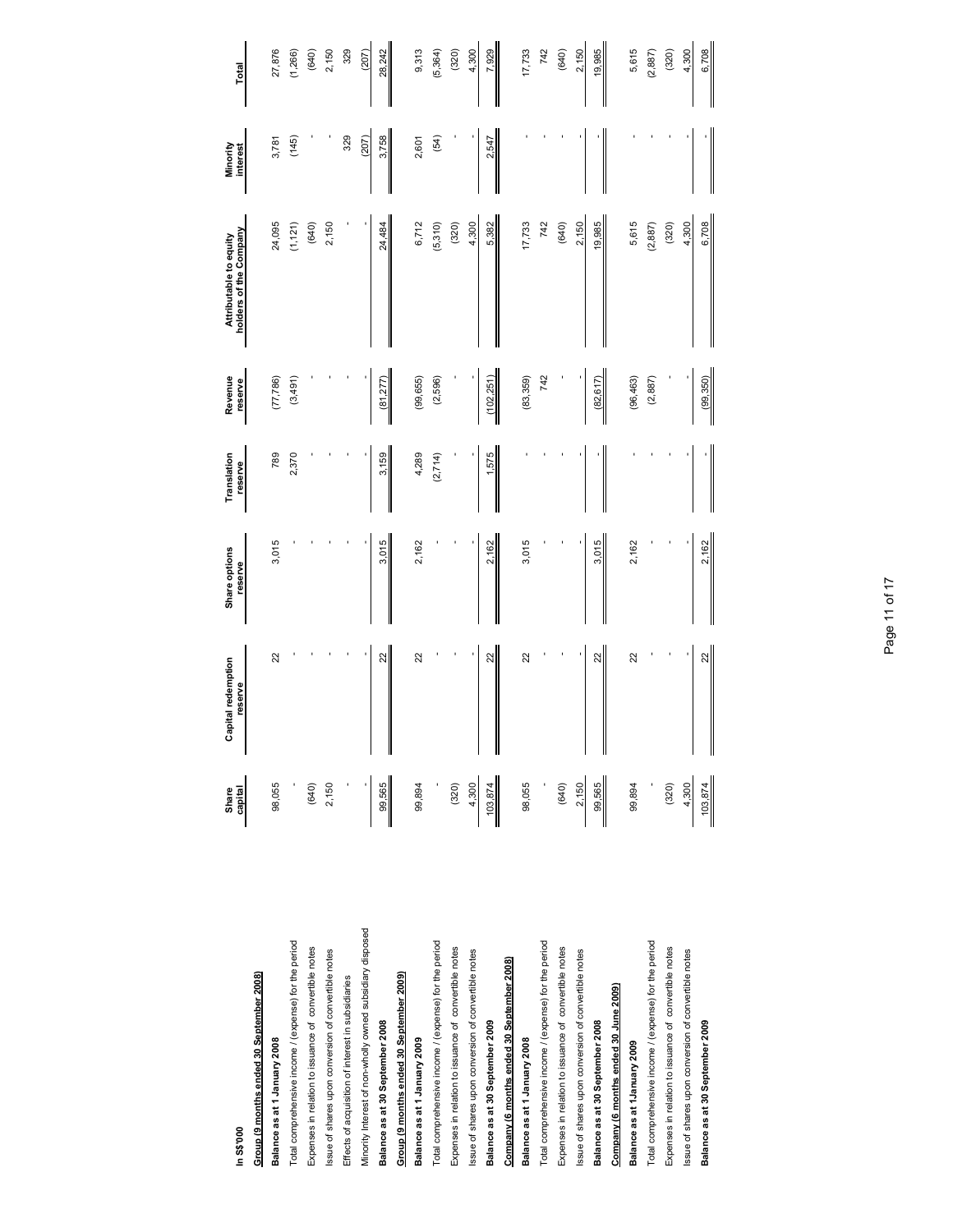| In S$'000 | Share capital | Capital redemption reserve | Share options reserve | Translation reserve | Revenue reserve | Attributable to equity holders of the Company | Minority interest | Total |
|---|---|---|---|---|---|---|---|---|
| **Group (9 months ended 30 September 2008)** | | | | | | | | |
| **Balance as at 1 January 2008** | 98,055 | 22 | 3,015 | 789 | (77,786) | 24,095 | 3,781 | 27,876 |
| Total comprehensive income / (expense) for the period | - | - | - | 2,370 | (3,491) | (1,121) | (145) | (1,266) |
| Expenses in relation to issuance of convertible notes | (640) | - | - | - | - | (640) | - | (640) |
| Issue of shares upon conversion of convertible notes | 2,150 | - | - | - | - | 2,150 | - | 2,150 |
| Effects of acquisition of interest in subsidiaries | - | - | - | - | - | - | 329 | 329 |
| Minority Interest of non-wholly owned subsidiary disposed | - | - | - | - | - | - | (207) | (207) |
| **Balance as at 30 September 2008** | 99,565 | 22 | 3,015 | 3,159 | (81,277) | 24,484 | 3,758 | 28,242 |
| **Group (9 months ended 30 September 2009)** | | | | | | | | |
| **Balance as at 1 January 2009** | 99,894 | 22 | 2,162 | 4,289 | (99,655) | 6,712 | 2,601 | 9,313 |
| Total comprehensive income / (expense) for the period | - | - | - | (2,714) | (2,596) | (5,310) | (54) | (5,364) |
| Expenses in relation to issuance of convertible notes | (320) | - | - | - | - | (320) | - | (320) |
| Issue of shares upon conversion of convertible notes | 4,300 | - | - | - | - | 4,300 | - | 4,300 |
| **Balance as at 30 September 2009** | 103,874 | 22 | 2,162 | 1,575 | (102,251) | 5,382 | 2,547 | 7,929 |
| **Company (6 months ended 30 September 2008)** | | | | | | | | |
| **Balance as at 1 January 2008** | 98,055 | 22 | 3,015 | - | (83,359) | 17,733 | - | 17,733 |
| Total comprehensive income / (expense) for the period | - | - | - | - | 742 | 742 | - | 742 |
| Expenses in relation to issuance of convertible notes | (640) | - | - | - | - | (640) | - | (640) |
| Issue of shares upon conversion of convertible notes | 2,150 | - | - | - | - | 2,150 | - | 2,150 |
| **Balance as at 30 September 2008** | 99,565 | 22 | 3,015 | - | (82,617) | 19,985 | - | 19,985 |
| **Company (6 months ended 30 June 2009)** | | | | | | | | |
| **Balance as at 1January 2009** | 99,894 | 22 | 2,162 | - | (96,463) | 5,615 | - | 5,615 |
| Total comprehensive income / (expense) for the period | - | - | - | - | (2,887) | (2,887) | - | (2,887) |
| Expenses in relation to issuance of convertible notes | (320) | - | - | - | - | (320) | - | (320) |
| Issue of shares upon conversion of convertible notes | 4,300 | - | - | - | - | 4,300 | - | 4,300 |
| **Balance as at 30 September 2009** | 103,874 | 22 | 2,162 | - | (99,350) | 6,708 | - | 6,708 |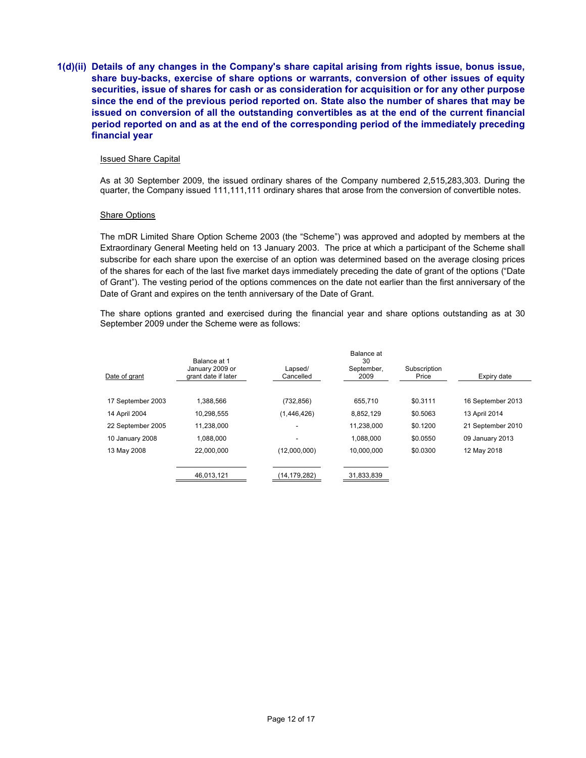## 1(d)(ii) Details of any changes in the Company's share capital arising from rights issue, bonus issue, share buy-backs, exercise of share options or warrants, conversion of other issues of equity securities, issue of shares for cash or as consideration for acquisition or for any other purpose since the end of the previous period reported on. State also the number of shares that may be issued on conversion of all the outstanding convertibles as at the end of the current financial period reported on and as at the end of the corresponding period of the immediately preceding financial year

Issued Share Capital

As at 30 September 2009, the issued ordinary shares of the Company numbered 2,515,283,303. During the quarter, the Company issued 111,111,111 ordinary shares that arose from the conversion of convertible notes.

Share Options

The mDR Limited Share Option Scheme 2003 (the "Scheme") was approved and adopted by members at the Extraordinary General Meeting held on 13 January 2003. The price at which a participant of the Scheme shall subscribe for each share upon the exercise of an option was determined based on the average closing prices of the shares for each of the last five market days immediately preceding the date of grant of the options ("Date of Grant"). The vesting period of the options commences on the date not earlier than the first anniversary of the Date of Grant and expires on the tenth anniversary of the Date of Grant.

The share options granted and exercised during the financial year and share options outstanding as at 30 September 2009 under the Scheme were as follows:

| Date of grant | Balance at 1 January 2009 or grant date if later | Lapsed/ Cancelled | Balance at 30 September, 2009 | Subscription Price | Expiry date |
|---|---|---|---|---|---|
| 17 September 2003 | 1,388,566 | (732,856) | 655,710 | $0.3111 | 16 September 2013 |
| 14 April 2004 | 10,298,555 | (1,446,426) | 8,852,129 | $0.5063 | 13 April 2014 |
| 22 September 2005 | 11,238,000 | - | 11,238,000 | $0.1200 | 21 September 2010 |
| 10 January 2008 | 1,088,000 | - | 1,088,000 | $0.0550 | 09 January 2013 |
| 13 May 2008 | 22,000,000 | (12,000,000) | 10,000,000 | $0.0300 | 12 May 2018 |
| | 46,013,121 | (14,179,282) | 31,833,839 | | |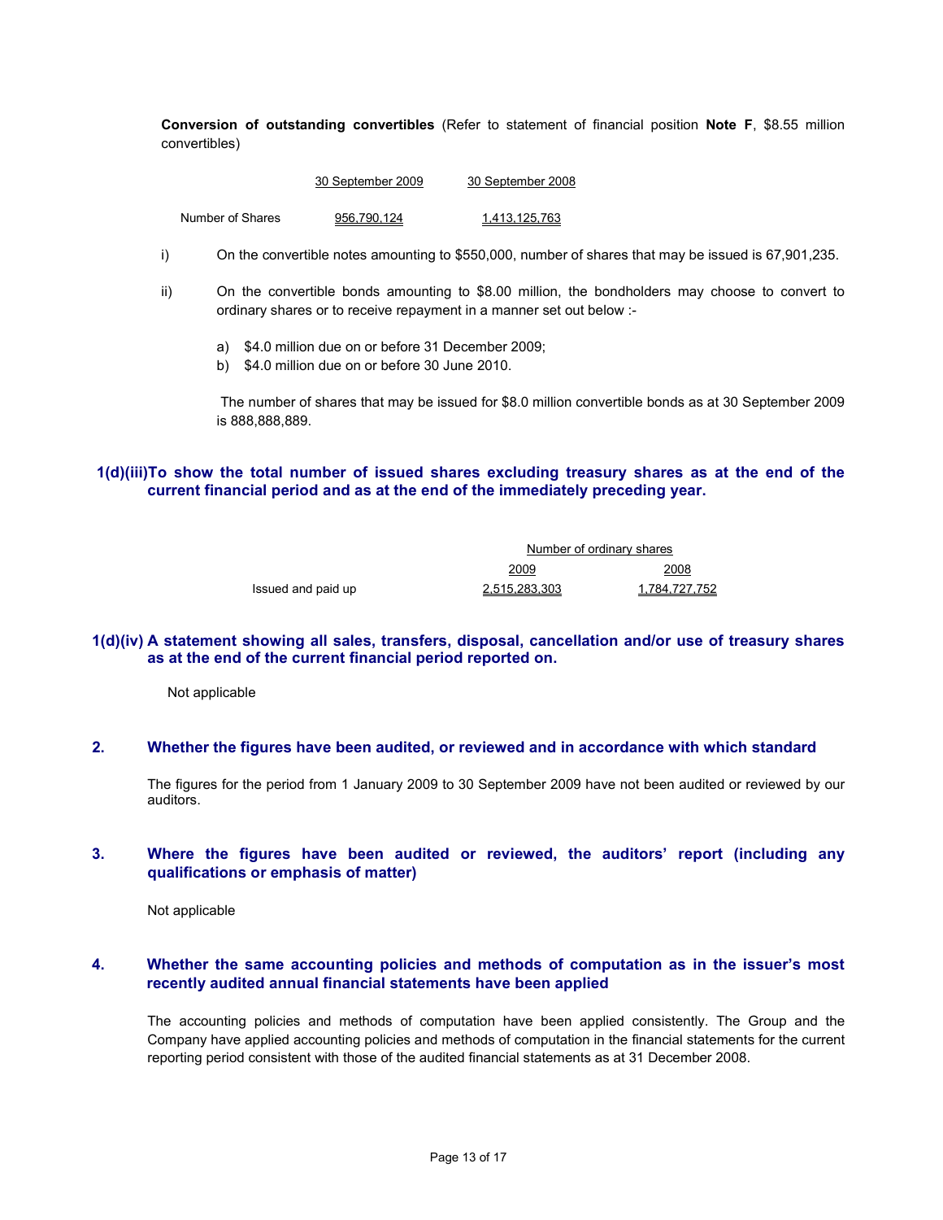**Conversion of outstanding convertibles** (Refer to statement of financial position **Note F**, $8.55 million convertibles)

| | 30 September 2009 | 30 September 2008 |
|---|---|---|
| Number of Shares | 956,790,124 | 1,413,125,763 |

i) On the convertible notes amounting to $550,000, number of shares that may be issued is 67,901,235.

ii) On the convertible bonds amounting to $8.00 million, the bondholders may choose to convert to ordinary shares or to receive repayment in a manner set out below :-

a) $4.0 million due on or before 31 December 2009;
b) $4.0 million due on or before 30 June 2010.

The number of shares that may be issued for $8.0 million convertible bonds as at 30 September 2009 is 888,888,889.

### 1(d)(iii) To show the total number of issued shares excluding treasury shares as at the end of the current financial period and as at the end of the immediately preceding year.

| | Number of ordinary shares | |
|---|---|---|
| | 2009 | 2008 |
| Issued and paid up | 2,515,283,303 | 1,784,727,752 |

### 1(d)(iv) A statement showing all sales, transfers, disposal, cancellation and/or use of treasury shares as at the end of the current financial period reported on.

Not applicable

### 2. Whether the figures have been audited, or reviewed and in accordance with which standard

The figures for the period from 1 January 2009 to 30 September 2009 have not been audited or reviewed by our auditors.

### 3. Where the figures have been audited or reviewed, the auditors' report (including any qualifications or emphasis of matter)

Not applicable

### 4. Whether the same accounting policies and methods of computation as in the issuer's most recently audited annual financial statements have been applied

The accounting policies and methods of computation have been applied consistently. The Group and the Company have applied accounting policies and methods of computation in the financial statements for the current reporting period consistent with those of the audited financial statements as at 31 December 2008.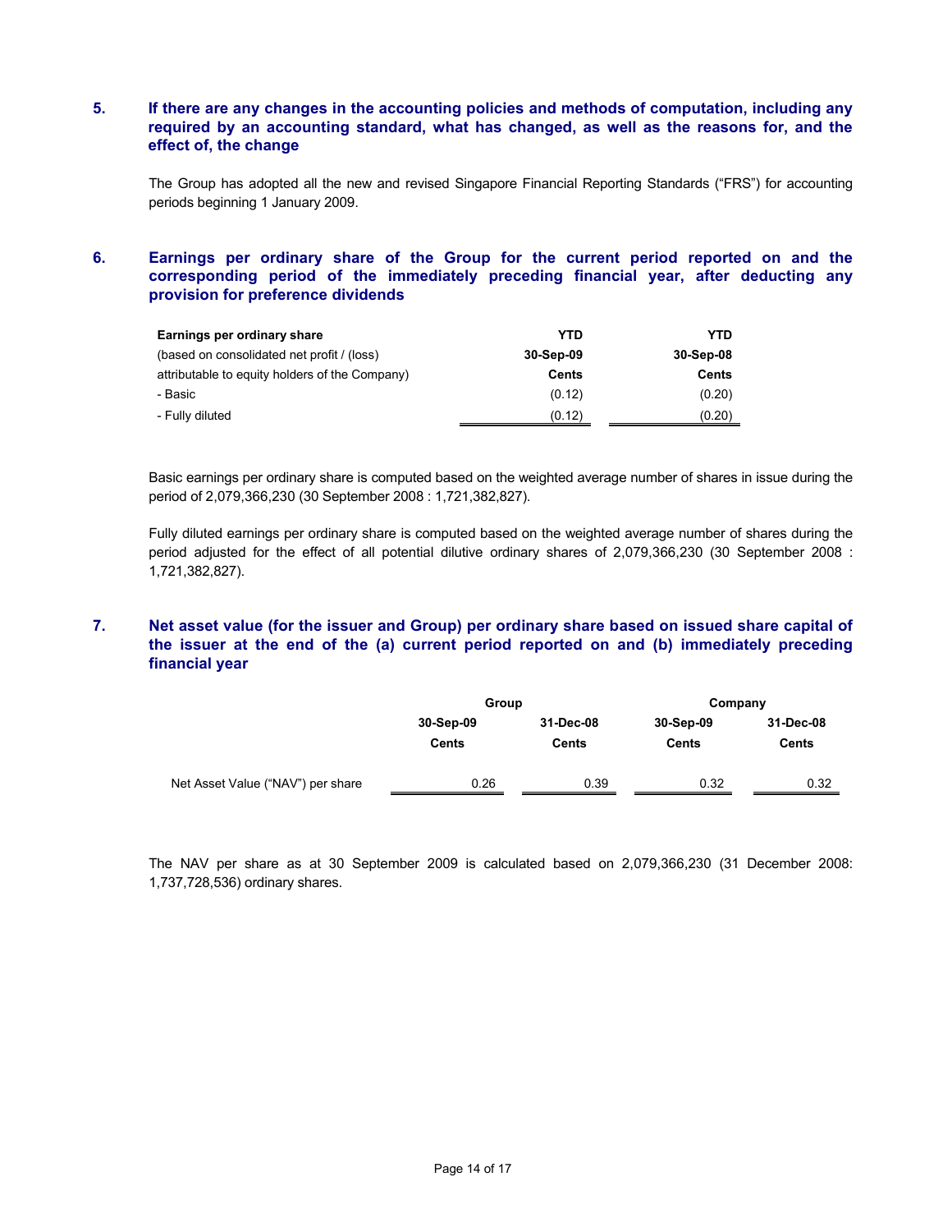### 5. If there are any changes in the accounting policies and methods of computation, including any required by an accounting standard, what has changed, as well as the reasons for, and the effect of, the change

The Group has adopted all the new and revised Singapore Financial Reporting Standards ("FRS") for accounting periods beginning 1 January 2009.

### 6. Earnings per ordinary share of the Group for the current period reported on and the corresponding period of the immediately preceding financial year, after deducting any provision for preference dividends

| **Earnings per ordinary share** | **YTD** | **YTD** |
|---|---|---|
| (based on consolidated net profit / (loss) | **30-Sep-09** | **30-Sep-08** |
| attributable to equity holders of the Company) | **Cents** | **Cents** |
| - Basic | (0.12) | (0.20) |
| - Fully diluted | (0.12) | (0.20) |

Basic earnings per ordinary share is computed based on the weighted average number of shares in issue during the period of 2,079,366,230 (30 September 2008 : 1,721,382,827).

Fully diluted earnings per ordinary share is computed based on the weighted average number of shares during the period adjusted for the effect of all potential dilutive ordinary shares of 2,079,366,230 (30 September 2008 : 1,721,382,827).

### 7. Net asset value (for the issuer and Group) per ordinary share based on issued share capital of the issuer at the end of the (a) current period reported on and (b) immediately preceding financial year

| | **Group** | | **Company** | |
|---|---|---|---|---|
| | **30-Sep-09** | **31-Dec-08** | **30-Sep-09** | **31-Dec-08** |
| | **Cents** | **Cents** | **Cents** | **Cents** |
| Net Asset Value ("NAV") per share | 0.26 | 0.39 | 0.32 | 0.32 |

The NAV per share as at 30 September 2009 is calculated based on 2,079,366,230 (31 December 2008: 1,737,728,536) ordinary shares.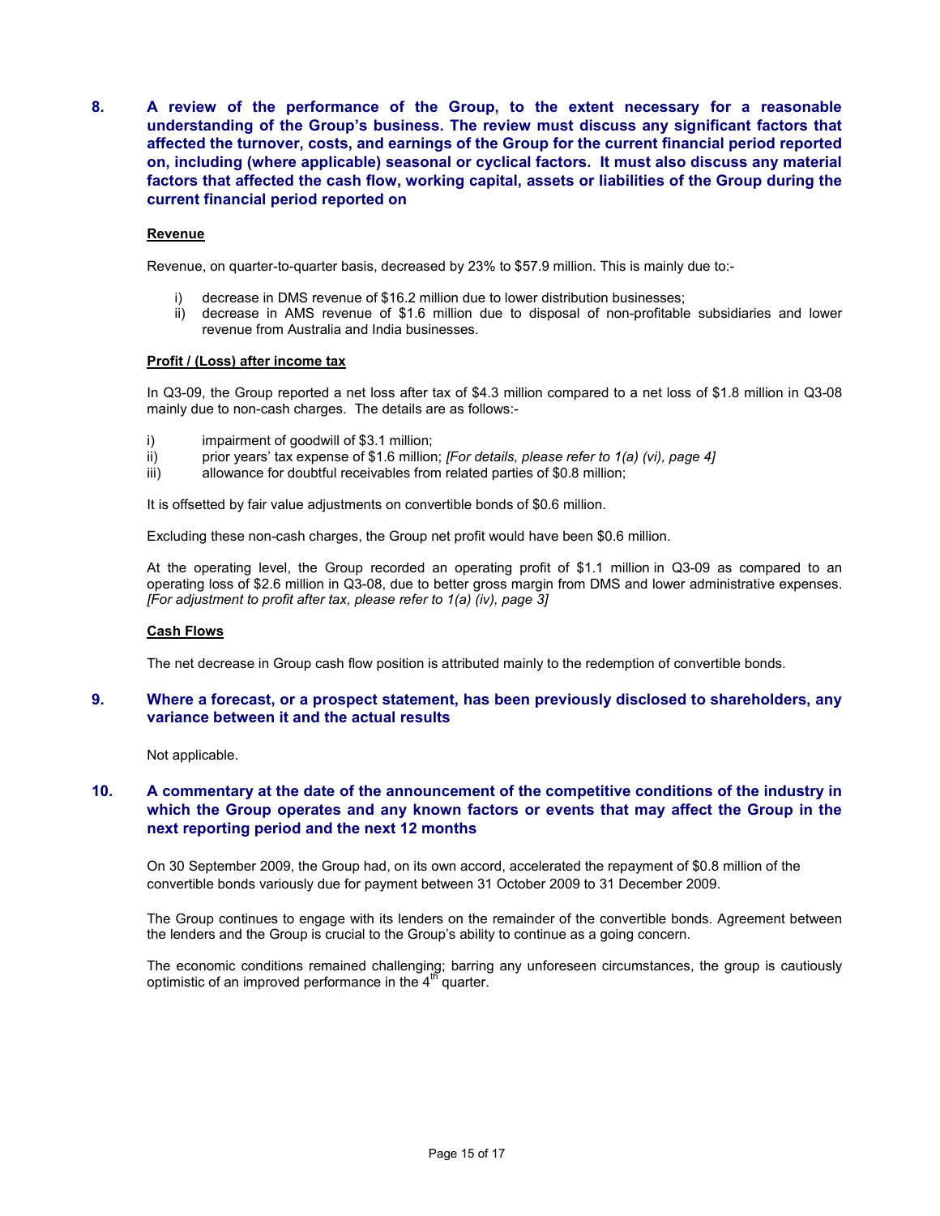**8. A review of the performance of the Group, to the extent necessary for a reasonable understanding of the Group's business. The review must discuss any significant factors that affected the turnover, costs, and earnings of the Group for the current financial period reported on, including (where applicable) seasonal or cyclical factors. It must also discuss any material factors that affected the cash flow, working capital, assets or liabilities of the Group during the current financial period reported on**

**Revenue**

Revenue, on quarter-to-quarter basis, decreased by 23% to $57.9 million. This is mainly due to:-

i) decrease in DMS revenue of $16.2 million due to lower distribution businesses;
ii) decrease in AMS revenue of $1.6 million due to disposal of non-profitable subsidiaries and lower revenue from Australia and India businesses.

**Profit / (Loss) after income tax**

In Q3-09, the Group reported a net loss after tax of $4.3 million compared to a net loss of $1.8 million in Q3-08 mainly due to non-cash charges. The details are as follows:-

i) impairment of goodwill of $3.1 million;
ii) prior years' tax expense of $1.6 million; *[For details, please refer to 1(a) (vi), page 4]*
iii) allowance for doubtful receivables from related parties of $0.8 million;

It is offsetted by fair value adjustments on convertible bonds of $0.6 million.

Excluding these non-cash charges, the Group net profit would have been $0.6 million.

At the operating level, the Group recorded an operating profit of $1.1 million in Q3-09 as compared to an operating loss of $2.6 million in Q3-08, due to better gross margin from DMS and lower administrative expenses. *[For adjustment to profit after tax, please refer to 1(a) (iv), page 3]*

**Cash Flows**

The net decrease in Group cash flow position is attributed mainly to the redemption of convertible bonds.

**9. Where a forecast, or a prospect statement, has been previously disclosed to shareholders, any variance between it and the actual results**

Not applicable.

**10. A commentary at the date of the announcement of the competitive conditions of the industry in which the Group operates and any known factors or events that may affect the Group in the next reporting period and the next 12 months**

On 30 September 2009, the Group had, on its own accord, accelerated the repayment of $0.8 million of the convertible bonds variously due for payment between 31 October 2009 to 31 December 2009.

The Group continues to engage with its lenders on the remainder of the convertible bonds. Agreement between the lenders and the Group is crucial to the Group's ability to continue as a going concern.

The economic conditions remained challenging; barring any unforeseen circumstances, the group is cautiously optimistic of an improved performance in the 4th quarter.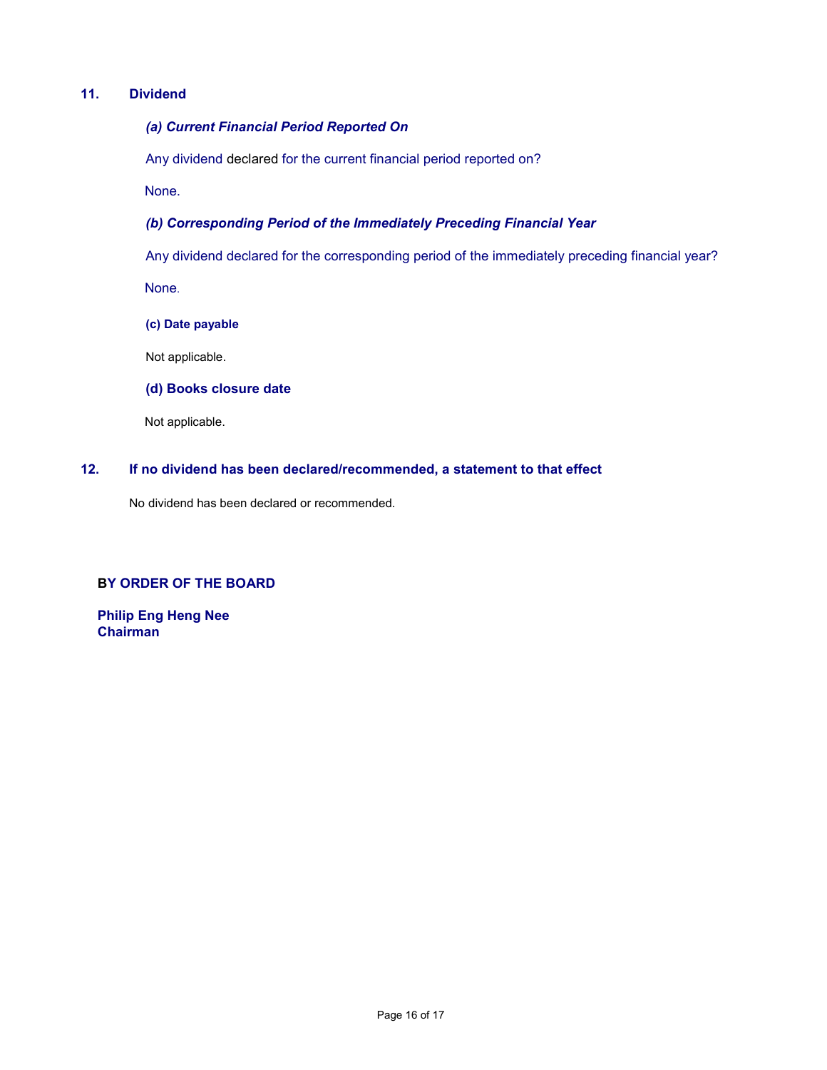## 11. Dividend

### *(a) Current Financial Period Reported On*

Any dividend declared for the current financial period reported on?

None.

### *(b) Corresponding Period of the Immediately Preceding Financial Year*

Any dividend declared for the corresponding period of the immediately preceding financial year?

None.

### (c) Date payable

Not applicable.

### (d) Books closure date

Not applicable.

## 12. If no dividend has been declared/recommended, a statement to that effect

No dividend has been declared or recommended.

**BY ORDER OF THE BOARD**

**Philip Eng Heng Nee**
**Chairman**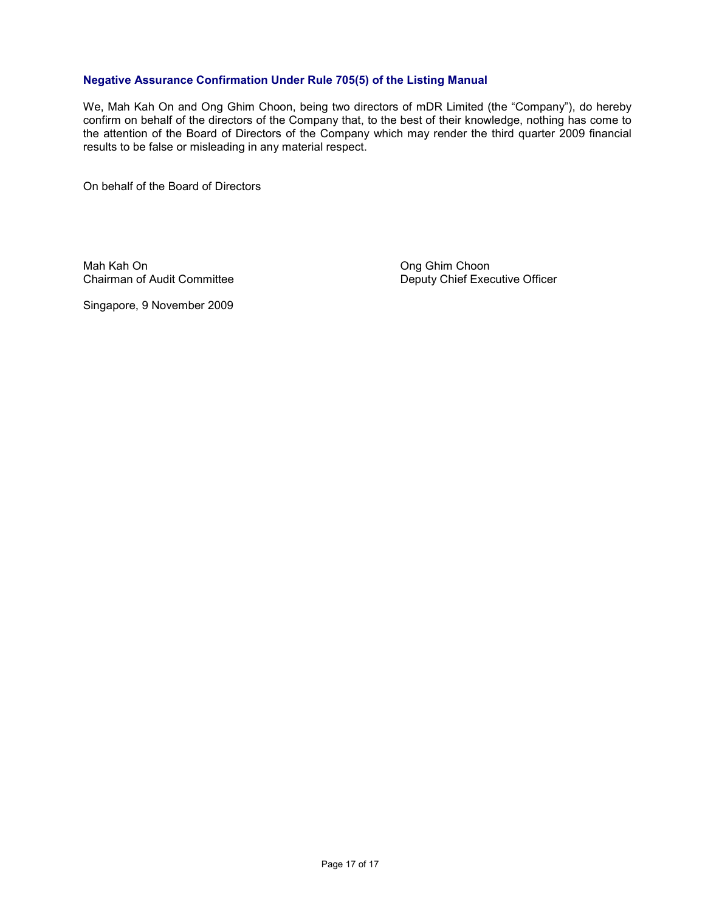### Negative Assurance Confirmation Under Rule 705(5) of the Listing Manual

We, Mah Kah On and Ong Ghim Choon, being two directors of mDR Limited (the "Company"), do hereby confirm on behalf of the directors of the Company that, to the best of their knowledge, nothing has come to the attention of the Board of Directors of the Company which may render the third quarter 2009 financial results to be false or misleading in any material respect.

On behalf of the Board of Directors

Mah Kah On
Chairman of Audit Committee

Ong Ghim Choon
Deputy Chief Executive Officer

Singapore, 9 November 2009